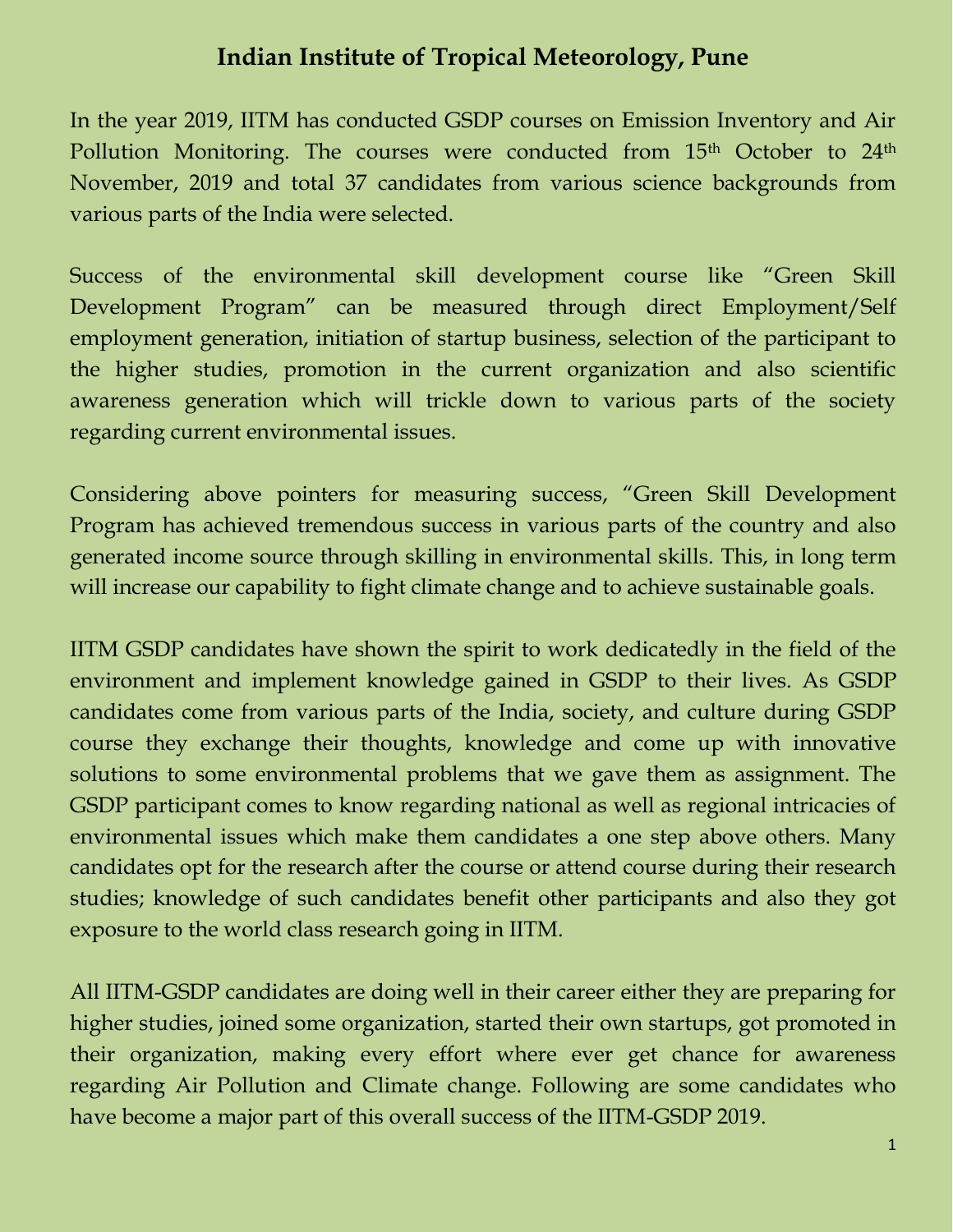# Indian Institute of Tropical Meteorology, Pune

In the year 2019, IITM has conducted GSDP courses on Emission Inventory and Air Pollution Monitoring. The courses were conducted from 15th October to 24th November, 2019 and total 37 candidates from various science backgrounds from various parts of the India were selected.

Success of the environmental skill development course like "Green Skill Development Program" can be measured through direct Employment/Self employment generation, initiation of startup business, selection of the participant to the higher studies, promotion in the current organization and also scientific awareness generation which will trickle down to various parts of the society regarding current environmental issues.

Considering above pointers for measuring success, "Green Skill Development Program has achieved tremendous success in various parts of the country and also generated income source through skilling in environmental skills. This, in long term will increase our capability to fight climate change and to achieve sustainable goals.

IITM GSDP candidates have shown the spirit to work dedicatedly in the field of the environment and implement knowledge gained in GSDP to their lives. As GSDP candidates come from various parts of the India, society, and culture during GSDP course they exchange their thoughts, knowledge and come up with innovative solutions to some environmental problems that we gave them as assignment. The GSDP participant comes to know regarding national as well as regional intricacies of environmental issues which make them candidates a one step above others. Many candidates opt for the research after the course or attend course during their research studies; knowledge of such candidates benefit other participants and also they got exposure to the world class research going in IITM.

All IITM-GSDP candidates are doing well in their career either they are preparing for higher studies, joined some organization, started their own startups, got promoted in their organization, making every effort where ever get chance for awareness regarding Air Pollution and Climate change. Following are some candidates who have become a major part of this overall success of the IITM-GSDP 2019.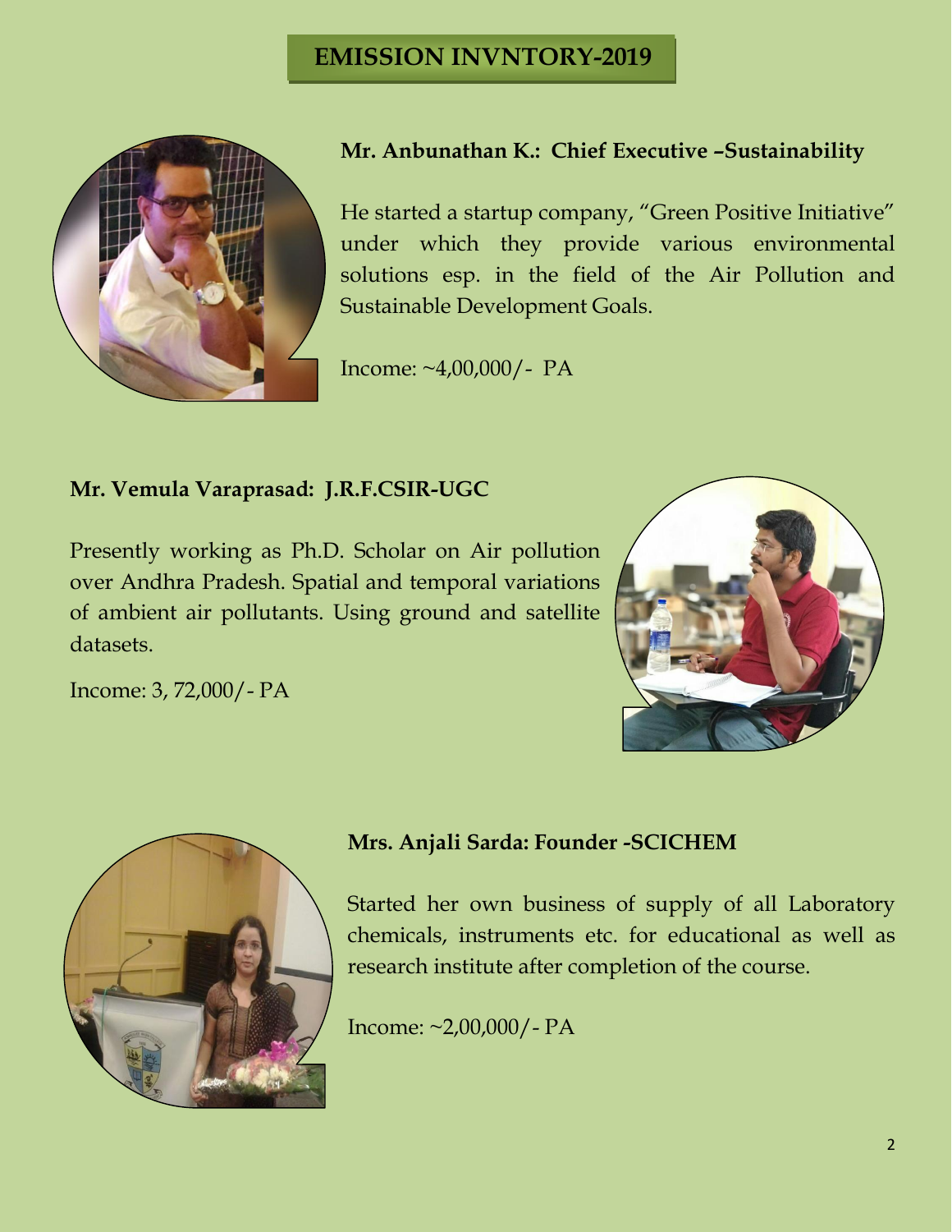## EMISSION INVNTORY-2019

**Mr. Anbunathan K.: Chief Executive –Sustainability**

He started a startup company, "Green Positive Initiative" under which they provide various environmental solutions esp. in the field of the Air Pollution and Sustainable Development Goals.

Income: ~4,00,000/- PA

**Mr. Vemula Varaprasad: J.R.F.CSIR-UGC**

Presently working as Ph.D. Scholar on Air pollution over Andhra Pradesh. Spatial and temporal variations of ambient air pollutants. Using ground and satellite datasets.

Income: 3, 72,000/- PA

**Mrs. Anjali Sarda: Founder -SCICHEM**

Started her own business of supply of all Laboratory chemicals, instruments etc. for educational as well as research institute after completion of the course.

Income: ~2,00,000/- PA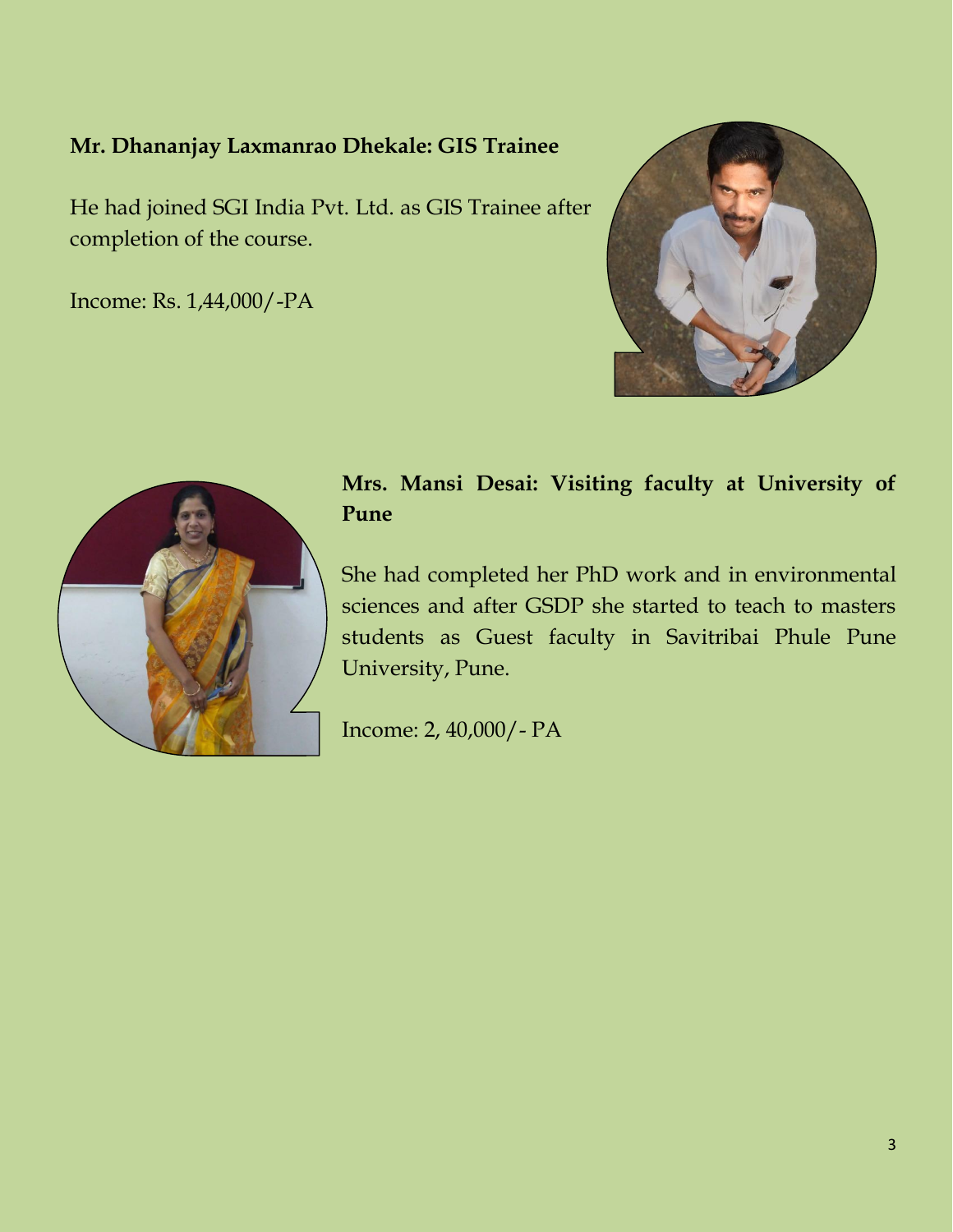**Mr. Dhananjay Laxmanrao Dhekale: GIS Trainee**

He had joined SGI India Pvt. Ltd. as GIS Trainee after completion of the course.

Income: Rs. 1,44,000/-PA

**Mrs. Mansi Desai: Visiting faculty at University of Pune**

She had completed her PhD work and in environmental sciences and after GSDP she started to teach to masters students as Guest faculty in Savitribai Phule Pune University, Pune.

Income: 2, 40,000/- PA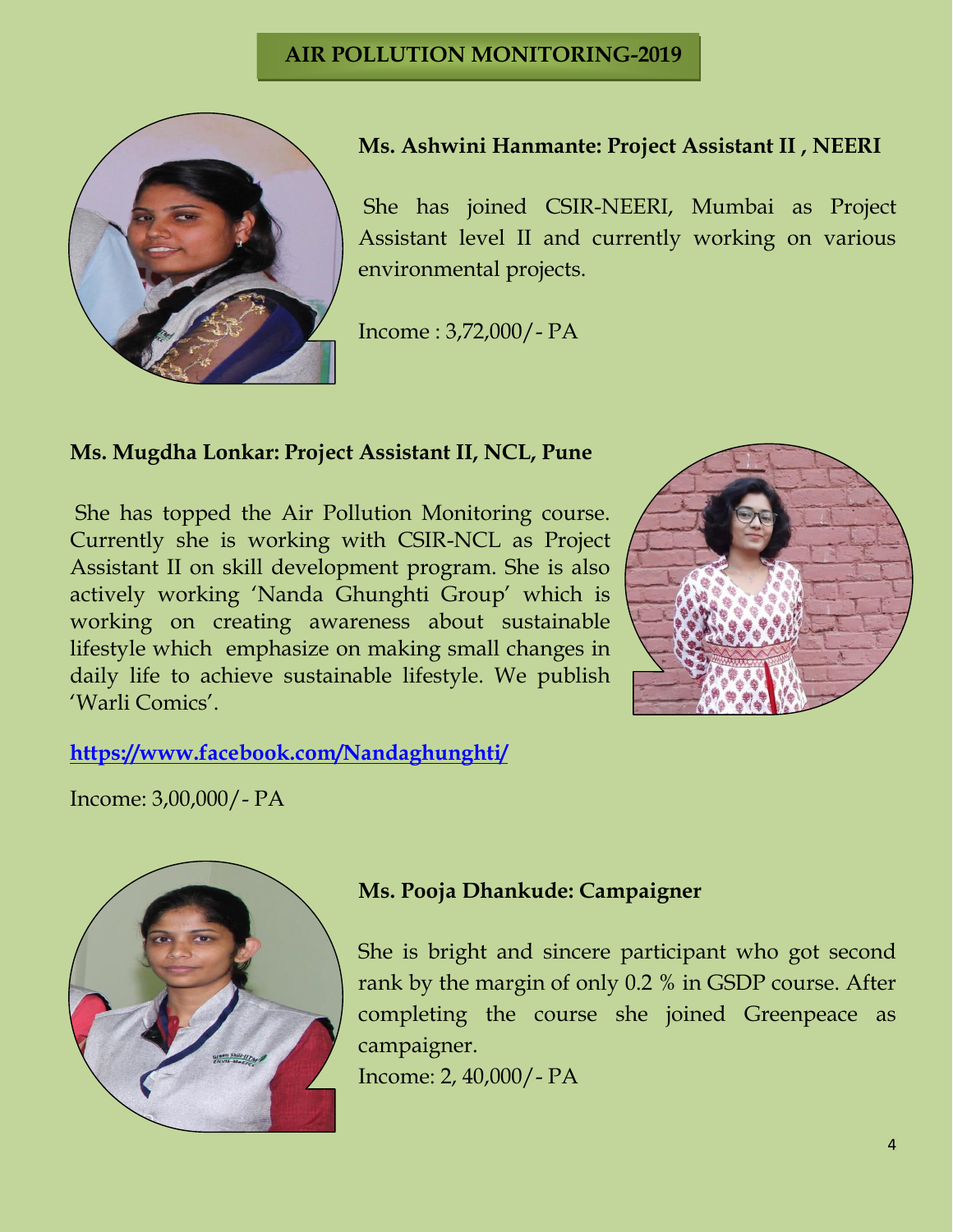# AIR POLLUTION MONITORING-2019

**Ms. Ashwini Hanmante: Project Assistant II , NEERI**

She has joined CSIR-NEERI, Mumbai as Project Assistant level II and currently working on various environmental projects.

Income : 3,72,000/- PA

**Ms. Mugdha Lonkar: Project Assistant II, NCL, Pune**

She has topped the Air Pollution Monitoring course. Currently she is working with CSIR-NCL as Project Assistant II on skill development program. She is also actively working 'Nanda Ghunghti Group' which is working on creating awareness about sustainable lifestyle which emphasize on making small changes in daily life to achieve sustainable lifestyle. We publish 'Warli Comics'.

https://www.facebook.com/Nandaghunghti/

Income: 3,00,000/- PA

**Ms. Pooja Dhankude: Campaigner**

She is bright and sincere participant who got second rank by the margin of only 0.2 % in GSDP course. After completing the course she joined Greenpeace as campaigner.

Income: 2, 40,000/- PA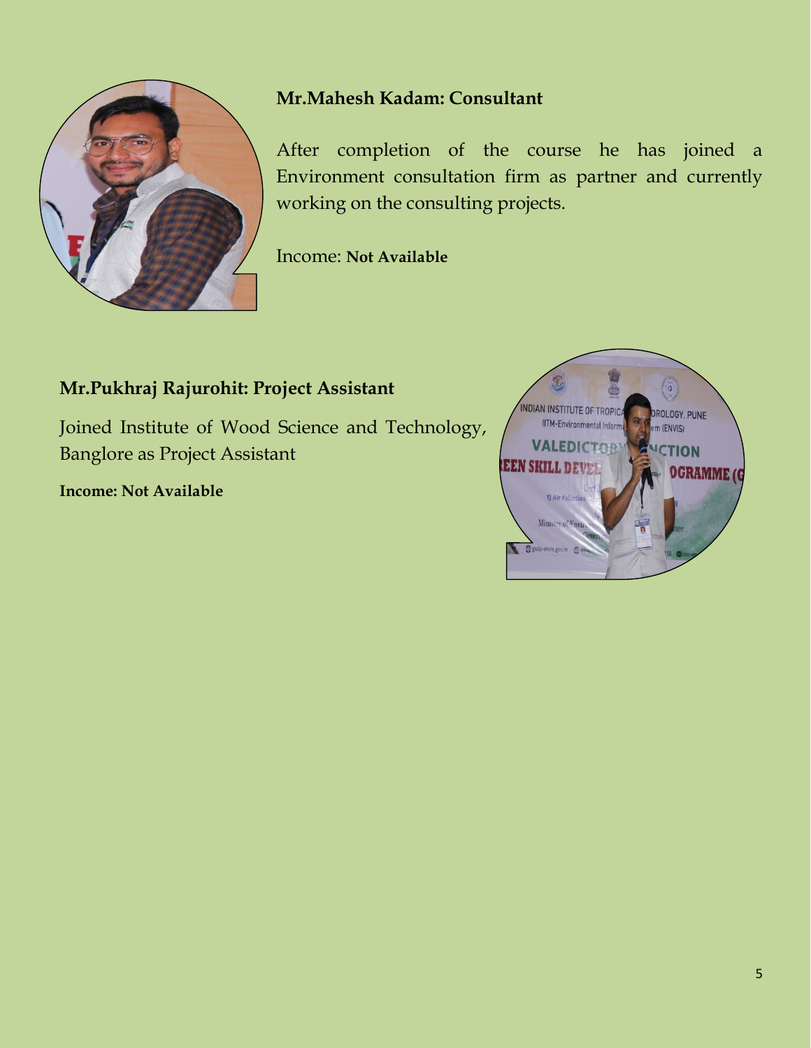**Mr.Mahesh Kadam: Consultant**

After completion of the course he has joined a Environment consultation firm as partner and currently working on the consulting projects.

Income: **Not Available**

**Mr.Pukhraj Rajurohit: Project Assistant**

Joined Institute of Wood Science and Technology, Banglore as Project Assistant

**Income: Not Available**